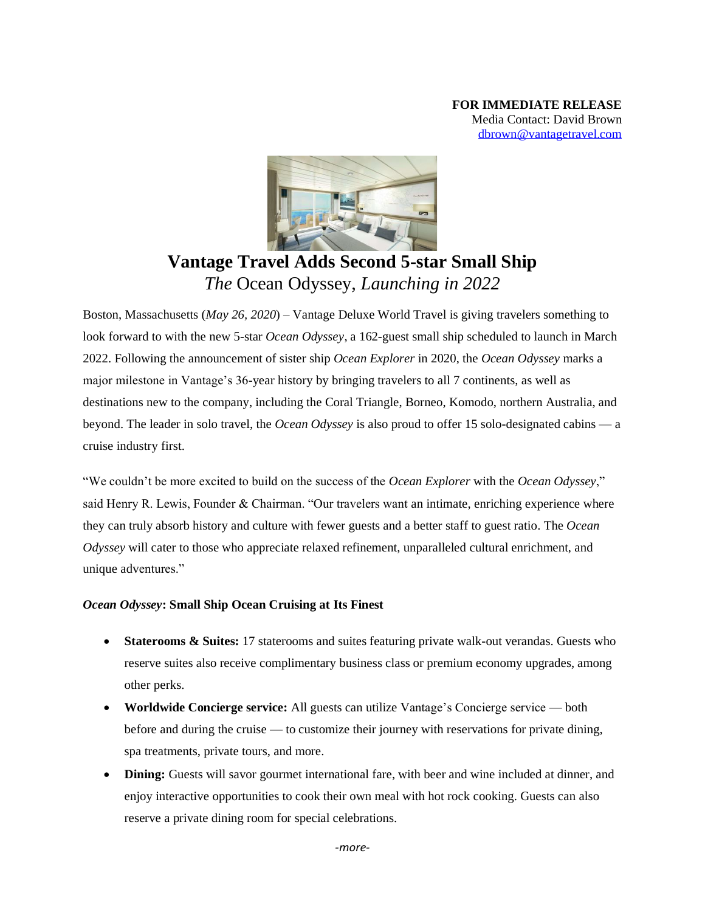**FOR IMMEDIATE RELEASE**
Media Contact: David Brown
dbrown@vantagetravel.com

# Vantage Travel Adds Second 5-star Small Ship

## *The* Ocean Odyssey*, Launching in 2022*

Boston, Massachusetts (*May 26, 2020*) – Vantage Deluxe World Travel is giving travelers something to look forward to with the new 5-star *Ocean Odyssey*, a 162-guest small ship scheduled to launch in March 2022. Following the announcement of sister ship *Ocean Explorer* in 2020, the *Ocean Odyssey* marks a major milestone in Vantage's 36-year history by bringing travelers to all 7 continents, as well as destinations new to the company, including the Coral Triangle, Borneo, Komodo, northern Australia, and beyond. The leader in solo travel, the *Ocean Odyssey* is also proud to offer 15 solo-designated cabins — a cruise industry first.

"We couldn't be more excited to build on the success of the *Ocean Explorer* with the *Ocean Odyssey*," said Henry R. Lewis, Founder & Chairman. "Our travelers want an intimate, enriching experience where they can truly absorb history and culture with fewer guests and a better staff to guest ratio. The *Ocean Odyssey* will cater to those who appreciate relaxed refinement, unparalleled cultural enrichment, and unique adventures."

***Ocean Odyssey*: Small Ship Ocean Cruising at Its Finest**

- **Staterooms & Suites:** 17 staterooms and suites featuring private walk-out verandas. Guests who reserve suites also receive complimentary business class or premium economy upgrades, among other perks.
- **Worldwide Concierge service:** All guests can utilize Vantage's Concierge service — both before and during the cruise — to customize their journey with reservations for private dining, spa treatments, private tours, and more.
- **Dining:** Guests will savor gourmet international fare, with beer and wine included at dinner, and enjoy interactive opportunities to cook their own meal with hot rock cooking. Guests can also reserve a private dining room for special celebrations.

*-more-*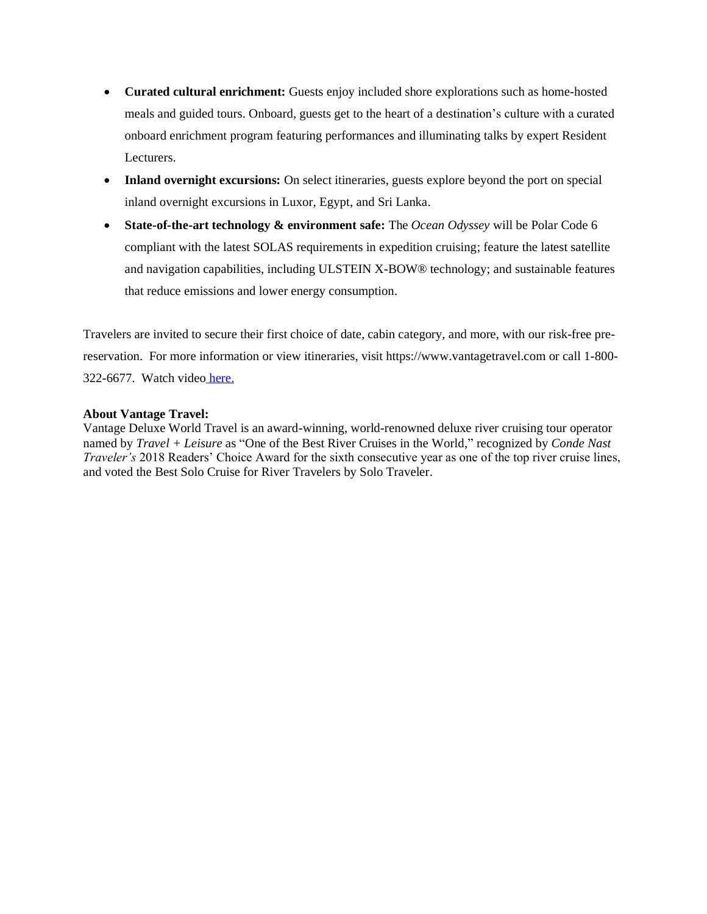- **Curated cultural enrichment:** Guests enjoy included shore explorations such as home-hosted meals and guided tours. Onboard, guests get to the heart of a destination's culture with a curated onboard enrichment program featuring performances and illuminating talks by expert Resident Lecturers.
- **Inland overnight excursions:** On select itineraries, guests explore beyond the port on special inland overnight excursions in Luxor, Egypt, and Sri Lanka.
- **State-of-the-art technology & environment safe:** The *Ocean Odyssey* will be Polar Code 6 compliant with the latest SOLAS requirements in expedition cruising; feature the latest satellite and navigation capabilities, including ULSTEIN X-BOW® technology; and sustainable features that reduce emissions and lower energy consumption.

Travelers are invited to secure their first choice of date, cabin category, and more, with our risk-free pre-reservation. For more information or view itineraries, visit https://www.vantagetravel.com or call 1-800-322-6677. Watch video here.

**About Vantage Travel:**
Vantage Deluxe World Travel is an award-winning, world-renowned deluxe river cruising tour operator named by *Travel + Leisure* as "One of the Best River Cruises in the World," recognized by *Conde Nast Traveler's* 2018 Readers' Choice Award for the sixth consecutive year as one of the top river cruise lines, and voted the Best Solo Cruise for River Travelers by Solo Traveler.